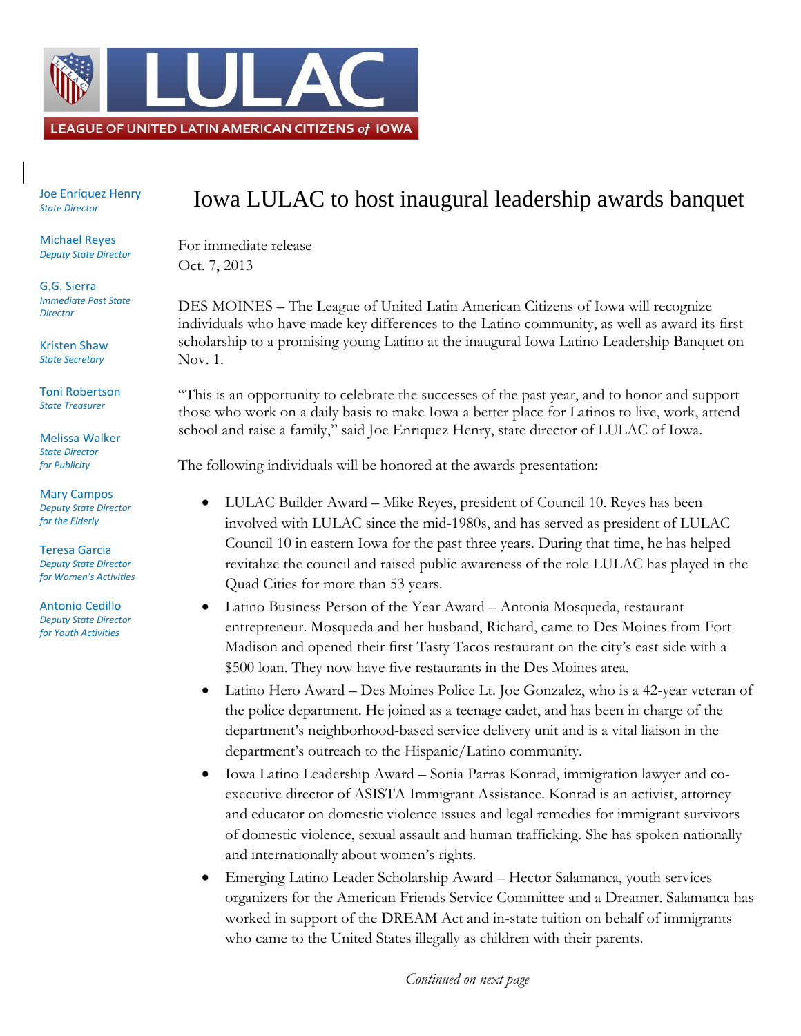LEAGUE OF UNITED LATIN AMERICAN CITIZENS *of* IOWA

Joe Enríquez Henry
*State Director*

Michael Reyes
*Deputy State Director*

G.G. Sierra
*Immediate Past State Director*

Kristen Shaw
*State Secretary*

Toni Robertson
*State Treasurer*

Melissa Walker
*State Director for Publicity*

Mary Campos
*Deputy State Director for the Elderly*

Teresa Garcia
*Deputy State Director for Women's Activities*

Antonio Cedillo
*Deputy State Director for Youth Activities*

# Iowa LULAC to host inaugural leadership awards banquet

For immediate release
Oct. 7, 2013

DES MOINES – The League of United Latin American Citizens of Iowa will recognize individuals who have made key differences to the Latino community, as well as award its first scholarship to a promising young Latino at the inaugural Iowa Latino Leadership Banquet on Nov. 1.

"This is an opportunity to celebrate the successes of the past year, and to honor and support those who work on a daily basis to make Iowa a better place for Latinos to live, work, attend school and raise a family," said Joe Enriquez Henry, state director of LULAC of Iowa.

The following individuals will be honored at the awards presentation:

- LULAC Builder Award – Mike Reyes, president of Council 10. Reyes has been involved with LULAC since the mid-1980s, and has served as president of LULAC Council 10 in eastern Iowa for the past three years. During that time, he has helped revitalize the council and raised public awareness of the role LULAC has played in the Quad Cities for more than 53 years.
- Latino Business Person of the Year Award – Antonia Mosqueda, restaurant entrepreneur. Mosqueda and her husband, Richard, came to Des Moines from Fort Madison and opened their first Tasty Tacos restaurant on the city's east side with a $500 loan. They now have five restaurants in the Des Moines area.
- Latino Hero Award – Des Moines Police Lt. Joe Gonzalez, who is a 42-year veteran of the police department. He joined as a teenage cadet, and has been in charge of the department's neighborhood-based service delivery unit and is a vital liaison in the department's outreach to the Hispanic/Latino community.
- Iowa Latino Leadership Award – Sonia Parras Konrad, immigration lawyer and co-executive director of ASISTA Immigrant Assistance. Konrad is an activist, attorney and educator on domestic violence issues and legal remedies for immigrant survivors of domestic violence, sexual assault and human trafficking. She has spoken nationally and internationally about women's rights.
- Emerging Latino Leader Scholarship Award – Hector Salamanca, youth services organizers for the American Friends Service Committee and a Dreamer. Salamanca has worked in support of the DREAM Act and in-state tuition on behalf of immigrants who came to the United States illegally as children with their parents.

*Continued on next page*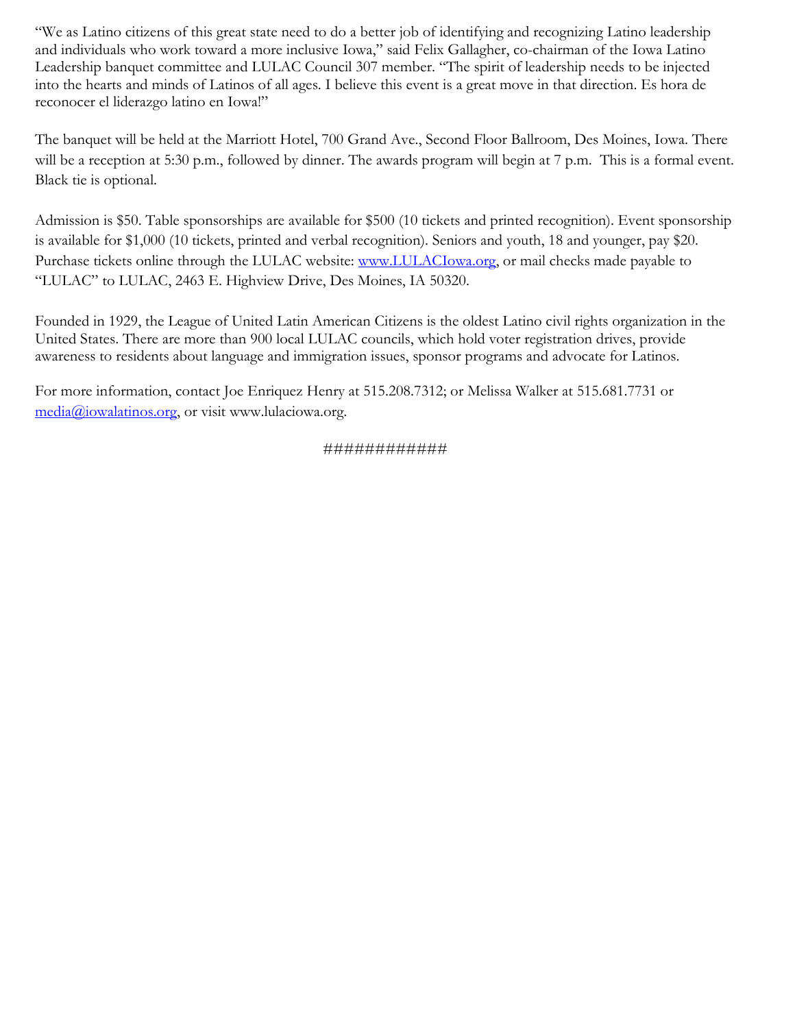"We as Latino citizens of this great state need to do a better job of identifying and recognizing Latino leadership and individuals who work toward a more inclusive Iowa," said Felix Gallagher, co-chairman of the Iowa Latino Leadership banquet committee and LULAC Council 307 member. "The spirit of leadership needs to be injected into the hearts and minds of Latinos of all ages. I believe this event is a great move in that direction. Es hora de reconocer el liderazgo latino en Iowa!"

The banquet will be held at the Marriott Hotel, 700 Grand Ave., Second Floor Ballroom, Des Moines, Iowa. There will be a reception at 5:30 p.m., followed by dinner. The awards program will begin at 7 p.m. This is a formal event. Black tie is optional.

Admission is $50. Table sponsorships are available for $500 (10 tickets and printed recognition). Event sponsorship is available for $1,000 (10 tickets, printed and verbal recognition). Seniors and youth, 18 and younger, pay $20. Purchase tickets online through the LULAC website: www.LULACIowa.org, or mail checks made payable to "LULAC" to LULAC, 2463 E. Highview Drive, Des Moines, IA 50320.

Founded in 1929, the League of United Latin American Citizens is the oldest Latino civil rights organization in the United States. There are more than 900 local LULAC councils, which hold voter registration drives, provide awareness to residents about language and immigration issues, sponsor programs and advocate for Latinos.

For more information, contact Joe Enriquez Henry at 515.208.7312; or Melissa Walker at 515.681.7731 or media@iowalatinos.org, or visit www.lulaciowa.org.

############